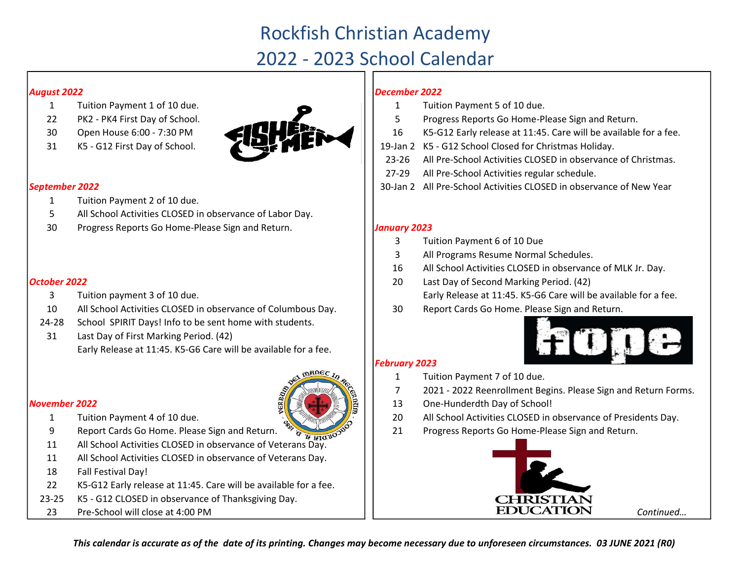# Rockfish Christian Academy
# 2022 - 2023 School Calendar

### *August 2022*

| | |
|---|---|
| 1 | Tuition Payment 1 of 10 due. |
| 22 | PK2 - PK4 First Day of School. |
| 30 | Open House 6:00 - 7:30 PM |
| 31 | K5 - G12 First Day of School. |

### *September 2022*

| | |
|---|---|
| 1 | Tuition Payment 2 of 10 due. |
| 5 | All School Activities CLOSED in observance of Labor Day. |
| 30 | Progress Reports Go Home-Please Sign and Return. |

### *October 2022*

| | |
|---|---|
| 3 | Tuition payment 3 of 10 due. |
| 10 | All School Activities CLOSED in observance of Columbous Day. |
| 24-28 | School SPIRIT Days! Info to be sent home with students. |
| 31 | Last Day of First Marking Period. (42) |
| | Early Release at 11:45. K5-G6 Care will be available for a fee. |

### *November 2022*

| | |
|---|---|
| 1 | Tuition Payment 4 of 10 due. |
| 9 | Report Cards Go Home. Please Sign and Return. |
| 11 | All School Activities CLOSED in observance of Veterans Day. |
| 11 | All School Activities CLOSED in observance of Veterans Day. |
| 18 | Fall Festival Day! |
| 22 | K5-G12 Early release at 11:45. Care will be available for a fee. |
| 23-25 | K5 - G12 CLOSED in observance of Thanksgiving Day. |
| 23 | Pre-School will close at 4:00 PM |

### *December 2022*

| | |
|---|---|
| 1 | Tuition Payment 5 of 10 due. |
| 5 | Progress Reports Go Home-Please Sign and Return. |
| 16 | K5-G12 Early release at 11:45. Care will be available for a fee. |
| 19-Jan 2 | K5 - G12 School Closed for Christmas Holiday. |
| 23-26 | All Pre-School Activities CLOSED in observance of Christmas. |
| 27-29 | All Pre-School Activities regular schedule. |
| 30-Jan 2 | All Pre-School Activities CLOSED in observance of New Year |

### *January 2023*

| | |
|---|---|
| 3 | Tuition Payment 6 of 10 Due |
| 3 | All Programs Resume Normal Schedules. |
| 16 | All School Activities CLOSED in observance of MLK Jr. Day. |
| 20 | Last Day of Second Marking Period. (42) |
| | Early Release at 11:45. K5-G6 Care will be available for a fee. |
| 30 | Report Cards Go Home. Please Sign and Return. |

### *February 2023*

| | |
|---|---|
| 1 | Tuition Payment 7 of 10 due. |
| 7 | 2021 - 2022 Reenrollment Begins. Please Sign and Return Forms. |
| 13 | One-Hunderdth Day of School! |
| 20 | All School Activities CLOSED in observance of Presidents Day. |
| 21 | Progress Reports Go Home-Please Sign and Return. |

*Continued…*

***This calendar is accurate as of the date of its printing. Changes may become necessary due to unforeseen circumstances. 03 JUNE 2021 (R0)***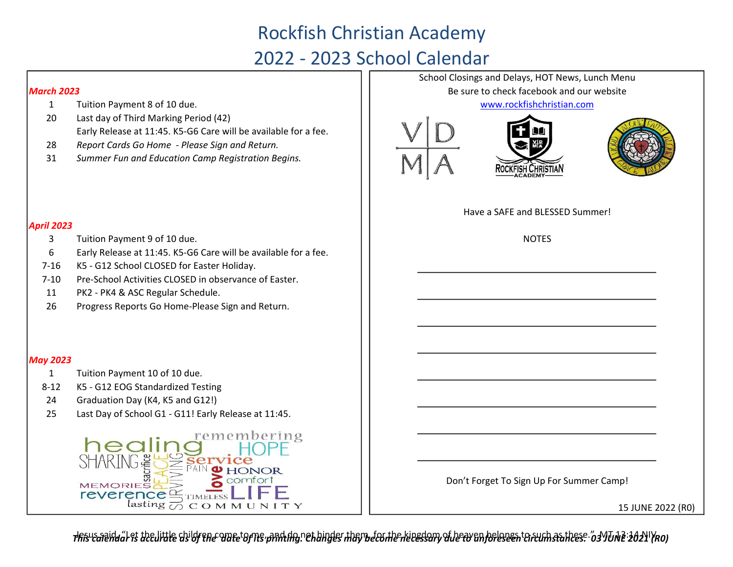# Rockfish Christian Academy
# 2022 - 2023 School Calendar

***March 2023***

| | |
|---|---|
| 1 | Tuition Payment 8 of 10 due. |
| 20 | Last day of Third Marking Period (42) |
| | Early Release at 11:45. K5-G6 Care will be available for a fee. |
| 28 | *Report Cards Go Home - Please Sign and Return.* |
| 31 | *Summer Fun and Education Camp Registration Begins.* |

***April 2023***

| | |
|---|---|
| 3 | Tuition Payment 9 of 10 due. |
| 6 | Early Release at 11:45. K5-G6 Care will be available for a fee. |
| 7-16 | K5 - G12 School CLOSED for Easter Holiday. |
| 7-10 | Pre-School Activities CLOSED in observance of Easter. |
| 11 | PK2 - PK4 & ASC Regular Schedule. |
| 26 | Progress Reports Go Home-Please Sign and Return. |

***May 2023***

| | |
|---|---|
| 1 | Tuition Payment 10 of 10 due. |
| 8-12 | K5 - G12 EOG Standardized Testing |
| 24 | Graduation Day (K4, K5 and G12!) |
| 25 | Last Day of School G1 - G11! Early Release at 11:45. |

School Closings and Delays, HOT News, Lunch Menu
Be sure to check facebook and our website
www.rockfishchristian.com

Have a SAFE and BLESSED Summer!

NOTES

\_\_\_\_\_\_\_\_\_\_\_\_\_\_\_\_\_\_\_\_\_\_\_\_\_\_\_\_\_\_

\_\_\_\_\_\_\_\_\_\_\_\_\_\_\_\_\_\_\_\_\_\_\_\_\_\_\_\_\_\_

\_\_\_\_\_\_\_\_\_\_\_\_\_\_\_\_\_\_\_\_\_\_\_\_\_\_\_\_\_\_

\_\_\_\_\_\_\_\_\_\_\_\_\_\_\_\_\_\_\_\_\_\_\_\_\_\_\_\_\_\_

\_\_\_\_\_\_\_\_\_\_\_\_\_\_\_\_\_\_\_\_\_\_\_\_\_\_\_\_\_\_

\_\_\_\_\_\_\_\_\_\_\_\_\_\_\_\_\_\_\_\_\_\_\_\_\_\_\_\_\_\_

\_\_\_\_\_\_\_\_\_\_\_\_\_\_\_\_\_\_\_\_\_\_\_\_\_\_\_\_\_\_

\_\_\_\_\_\_\_\_\_\_\_\_\_\_\_\_\_\_\_\_\_\_\_\_\_\_\_\_\_\_

Don't Forget To Sign Up For Summer Camp!

15 JUNE 2022 (R0)

Jesus said, "Let the little children come to me, and do not hinder them, for the kingdom of heaven belongs to such as these." MT 13:14 NIV

***This calendar is accurate as of the date of its printing. Changes may become necessary due to unforeseen circumstances. 03 JUNE 2021 (R0)***